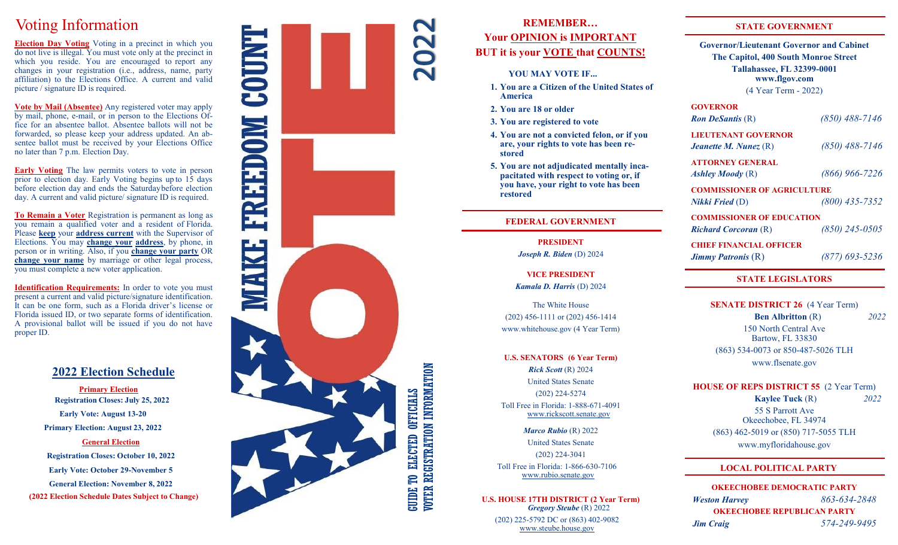# Voting Information

**Election Day Voting** Voting in a precinct in which you do not live is illegal. You must vote only at the precinct in which you reside. You are encouraged to report any changes in your registration (i.e., address, name, party affiliation) to the Elections Office. A current and valid picture / signature ID is required.

**Vote by Mail (Absentee)** Any registered voter may apply by mail, phone, e-mail, or in person to the Elections Office for an absentee ballot. Absentee ballots will not be forwarded, so please keep your address updated. An absentee ballot must be received by your Elections Office no later than 7 p.m. Election Day.

**Early Voting** The law permits voters to vote in person prior to election day. Early Voting begins up to 15 days before election day and ends the Saturday before election day. A current and valid picture/ signature ID is required.

**To Remain a Voter** Registration is permanent as long as you remain a qualified voter and a resident of Florida. Please **keep** your **address current** with the Supervisor of Elections. You may **change your address**, by phone, in person or in writing. Also, if you **change your party** OR **change your name** by marriage or other legal process, you must complete a new voter application.

**Identification Requirements:** In order to vote you must present a current and valid picture/signature identification. It can be one form, such as a Florida driver's license or Florida issued ID, or two separate forms of identification. A provisional ballot will be issued if you do not have proper ID.

## 2022 Election Schedule

**Primary Election**

**Registration Closes: July 25, 2022**

**Early Vote: August 13-20**

**Primary Election: August 23, 2022**

**General Election**

**Registration Closes: October 10, 2022**

**Early Vote: October 29-November 5**

**General Election: November 8, 2022**

**(2022 Election Schedule Dates Subject to Change)**

# MAKE FREEDOM COUNT

# VOTE 2022

**GUIDE TO ELECTED OFFICIALS**
**VOTER REGISTRATION INFORMATION**

## REMEMBER… Your OPINION is IMPORTANT BUT it is your VOTE that COUNTS!

**YOU MAY VOTE IF...**

1. **You are a Citizen of the United States of America**
2. **You are 18 or older**
3. **You are registered to vote**
4. **You are not a convicted felon, or if you are, your rights to vote has been restored**
5. **You are not adjudicated mentally incapacitated with respect to voting or, if you have, your right to vote has been restored**

## FEDERAL GOVERNMENT

**PRESIDENT**
***Joseph R. Biden*** (D) 2024

**VICE PRESIDENT**
***Kamala D. Harris*** (D) 2024

The White House
(202) 456-1111 or (202) 456-1414
www.whitehouse.gov (4 Year Term)

**U.S. SENATORS (6 Year Term)**

***Rick Scott*** (R) 2024
United States Senate
(202) 224-5274
Toll Free in Florida: 1-888-671-4091
www.rickscott.senate.gov

***Marco Rubio*** (R) 2022
United States Senate
(202) 224-3041
Toll Free in Florida: 1-866-630-7106
www.rubio.senate.gov

**U.S. HOUSE 17TH DISTRICT (2 Year Term)**
***Gregory Steube*** (R) 2022
(202) 225-5792 DC or (863) 402-9082
www.steube.house.gov

## STATE GOVERNMENT

**Governor/Lieutenant Governor and Cabinet**
**The Capitol, 400 South Monroe Street**
**Tallahassee, FL 32399-0001**
**www.flgov.com**
(4 Year Term - 2022)

| Office / Official | Phone |
|---|---|
| **GOVERNOR** | |
| ***Ron DeSantis*** (R) | *(850) 488-7146* |
| **LIEUTENANT GOVERNOR** | |
| ***Jeanette M. Nunez*** (R) | *(850) 488-7146* |
| **ATTORNEY GENERAL** | |
| ***Ashley Moody*** (R) | *(866) 966-7226* |
| **COMMISSIONER OF AGRICULTURE** | |
| ***Nikki Fried*** (D) | *(800) 435-7352* |
| **COMMISSIONER OF EDUCATION** | |
| ***Richard Corcoran*** (R) | *(850) 245-0505* |
| **CHIEF FINANCIAL OFFICER** | |
| ***Jimmy Patronis*** (R) | *(877) 693-5236* |

## STATE LEGISLATORS

**SENATE DISTRICT 26** (4 Year Term)
**Ben Albritton** (R) *2022*
150 North Central Ave
Bartow, FL 33830
(863) 534-0073 or 850-487-5026 TLH
www.flsenate.gov

**HOUSE OF REPS DISTRICT 55** (2 Year Term)
**Kaylee Tuck** (R) *2022*
55 S Parrott Ave
Okeechobee, FL 34974
(863) 462-5019 or (850) 717-5055 TLH
www.myfloridahouse.gov

## LOCAL POLITICAL PARTY

**OKEECHOBEE DEMOCRATIC PARTY**
***Weston Harvey*** *863-634-2848*

**OKEECHOBEE REPUBLICAN PARTY**
***Jim Craig*** *574-249-9495*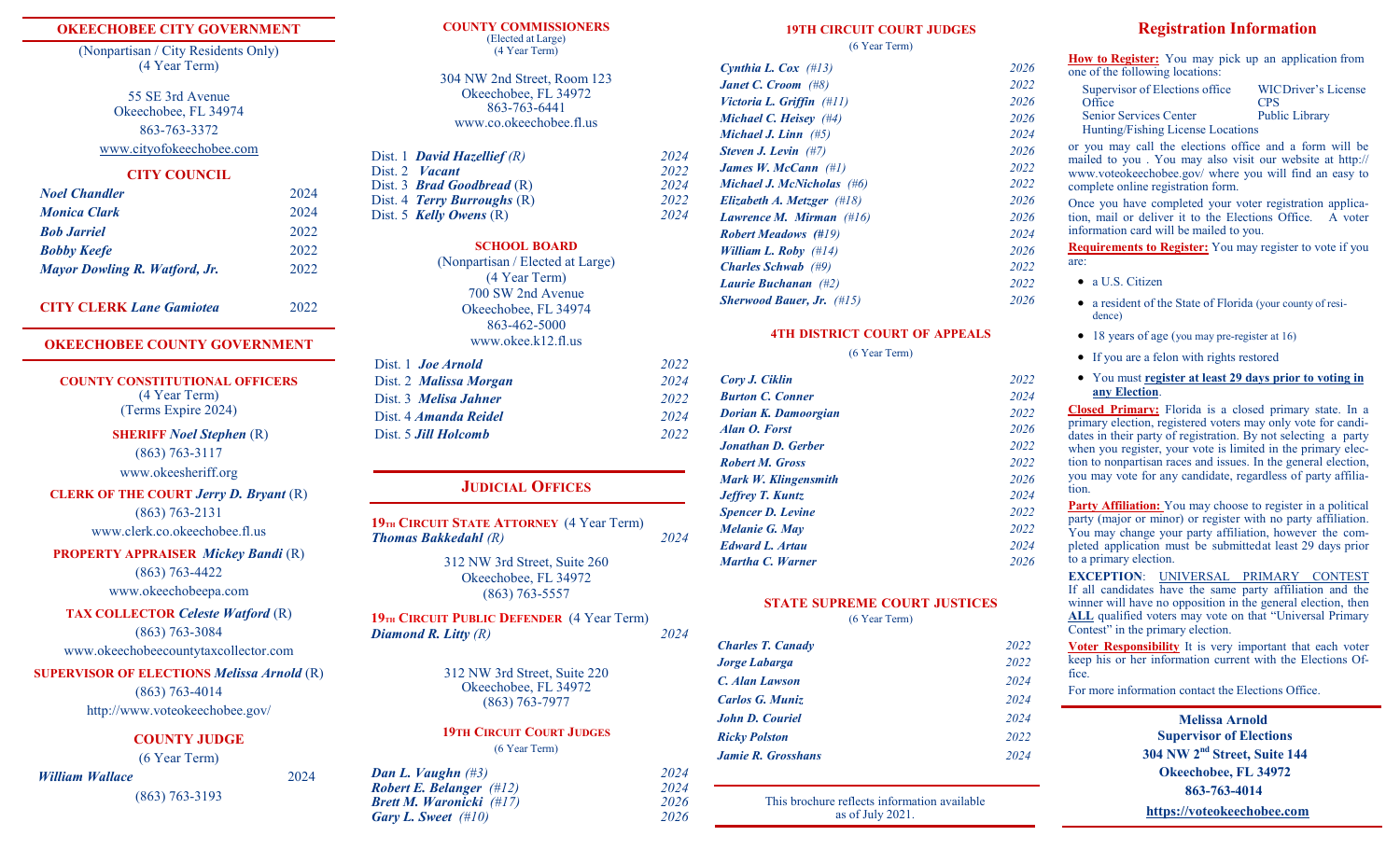## OKEECHOBEE CITY GOVERNMENT

(Nonpartisan / City Residents Only)
(4 Year Term)

55 SE 3rd Avenue
Okeechobee, FL 34974
863-763-3372
www.cityofokeechobee.com

### CITY COUNCIL

| | |
|---|---|
| ***Noel Chandler*** | 2024 |
| ***Monica Clark*** | 2024 |
| ***Bob Jarriel*** | 2022 |
| ***Bobby Keefe*** | 2022 |
| ***Mayor Dowling R. Watford, Jr.*** | 2022 |
| **CITY CLERK** ***Lane Gamiotea*** | 2022 |

## OKEECHOBEE COUNTY GOVERNMENT

### COUNTY CONSTITUTIONAL OFFICERS

(4 Year Term)
(Terms Expire 2024)

**SHERIFF** ***Noel Stephen*** (R)
(863) 763-3117
www.okeesheriff.org

**CLERK OF THE COURT** ***Jerry D. Bryant*** (R)
(863) 763-2131
www.clerk.co.okeechobee.fl.us

**PROPERTY APPRAISER** ***Mickey Bandi*** (R)
(863) 763-4422
www.okeechobeepa.com

**TAX COLLECTOR** ***Celeste Watford*** (R)
(863) 763-3084
www.okeechobeecountytaxcollector.com

**SUPERVISOR OF ELECTIONS** ***Melissa Arnold*** (R)
(863) 763-4014
http://www.voteokeechobee.gov/

### COUNTY JUDGE

(6 Year Term)

***William Wallace*** 2024
(863) 763-3193

### COUNTY COMMISSIONERS

(Elected at Large)
(4 Year Term)

304 NW 2nd Street, Room 123
Okeechobee, FL 34972
863-763-6441
www.co.okeechobee.fl.us

| | |
|---|---|
| Dist. 1 ***David Hazellief (R)*** | 2024 |
| Dist. 2 ***Vacant*** | 2022 |
| Dist. 3 ***Brad Goodbread*** (R) | 2024 |
| Dist. 4 ***Terry Burroughs*** (R) | 2022 |
| Dist. 5 ***Kelly Owens*** (R) | 2024 |

### SCHOOL BOARD

(Nonpartisan / Elected at Large)
(4 Year Term)
700 SW 2nd Avenue
Okeechobee, FL 34974
863-462-5000
www.okee.k12.fl.us

| | |
|---|---|
| Dist. 1 ***Joe Arnold*** | 2022 |
| Dist. 2 ***Malissa Morgan*** | 2024 |
| Dist. 3 ***Melisa Jahner*** | 2022 |
| Dist. 4 ***Amanda Reidel*** | 2024 |
| Dist. 5 ***Jill Holcomb*** | 2022 |

## JUDICIAL OFFICES

**19TH CIRCUIT STATE ATTORNEY** (4 Year Term)
***Thomas Bakkedahl (R)*** 2024

312 NW 3rd Street, Suite 260
Okeechobee, FL 34972
(863) 763-5557

**19TH CIRCUIT PUBLIC DEFENDER** (4 Year Term)
***Diamond R. Litty (R)*** 2024

312 NW 3rd Street, Suite 220
Okeechobee, FL 34972
(863) 763-7977

### 19TH CIRCUIT COURT JUDGES

(6 Year Term)

| | |
|---|---|
| ***Dan L. Vaughn (#3)*** | 2024 |
| ***Robert E. Belanger (#12)*** | 2024 |
| ***Brett M. Waronicki (#17)*** | 2026 |
| ***Gary L. Sweet (#10)*** | 2026 |
| ***Cynthia L. Cox (#13)*** | 2026 |
| ***Janet C. Croom (#8)*** | 2022 |
| ***Victoria L. Griffin (#11)*** | 2026 |
| ***Michael C. Heisey (#4)*** | 2026 |
| ***Michael J. Linn (#5)*** | 2024 |
| ***Steven J. Levin (#7)*** | 2026 |
| ***James W. McCann (#1)*** | 2022 |
| ***Michael J. McNicholas (#6)*** | 2022 |
| ***Elizabeth A. Metzger (#18)*** | 2026 |
| ***Lawrence M. Mirman (#16)*** | 2026 |
| ***Robert Meadows (#19)*** | 2024 |
| ***William L. Roby (#14)*** | 2026 |
| ***Charles Schwab (#9)*** | 2022 |
| ***Laurie Buchanan (#2)*** | 2022 |
| ***Sherwood Bauer, Jr. (#15)*** | 2026 |

### 4TH DISTRICT COURT OF APPEALS

(6 Year Term)

| | |
|---|---|
| ***Cory J. Ciklin*** | 2022 |
| ***Burton C. Conner*** | 2024 |
| ***Dorian K. Damoorgian*** | 2022 |
| ***Alan O. Forst*** | 2026 |
| ***Jonathan D. Gerber*** | 2022 |
| ***Robert M. Gross*** | 2022 |
| ***Mark W. Klingensmith*** | 2026 |
| ***Jeffrey T. Kuntz*** | 2024 |
| ***Spencer D. Levine*** | 2022 |
| ***Melanie G. May*** | 2022 |
| ***Edward L. Artau*** | 2024 |
| ***Martha C. Warner*** | 2026 |

### STATE SUPREME COURT JUSTICES

(6 Year Term)

| | |
|---|---|
| ***Charles T. Canady*** | 2022 |
| ***Jorge Labarga*** | 2022 |
| ***C. Alan Lawson*** | 2024 |
| ***Carlos G. Muniz*** | 2024 |
| ***John D. Couriel*** | 2024 |
| ***Ricky Polston*** | 2022 |
| ***Jamie R. Grosshans*** | 2024 |

This brochure reflects information available as of July 2021.

## Registration Information

**How to Register:** You may pick up an application from one of the following locations:

- Supervisor of Elections office
- WIC
- Driver's License Office
- CPS
- Senior Services Center
- Public Library
- Hunting/Fishing License Locations

or you may call the elections office and a form will be mailed to you . You may also visit our website at http://www.voteokeechobee.gov/ where you will find an easy to complete online registration form.

Once you have completed your voter registration application, mail or deliver it to the Elections Office. A voter information card will be mailed to you.

**Requirements to Register:** You may register to vote if you are:

- a U.S. Citizen
- a resident of the State of Florida (your county of residence)
- 18 years of age (you may pre-register at 16)
- If you are a felon with rights restored
- You must **register at least 29 days prior to voting in any Election**.

**Closed Primary:** Florida is a closed primary state. In a primary election, registered voters may only vote for candidates in their party of registration. By not selecting a party when you register, your vote is limited in the primary election to nonpartisan races and issues. In the general election, you may vote for any candidate, regardless of party affiliation.

**Party Affiliation:** You may choose to register in a political party (major or minor) or register with no party affiliation. You may change your party affiliation, however the completed application must be submitted at least 29 days prior to a primary election.

**EXCEPTION**: UNIVERSAL PRIMARY CONTEST If all candidates have the same party affiliation and the winner will have no opposition in the general election, then **ALL** qualified voters may vote on that "Universal Primary Contest" in the primary election.

**Voter Responsibility** It is very important that each voter keep his or her information current with the Elections Office.

For more information contact the Elections Office.

**Melissa Arnold**
**Supervisor of Elections**
**304 NW 2nd Street, Suite 144**
**Okeechobee, FL 34972**
**863-763-4014**
**https://voteokeechobee.com**